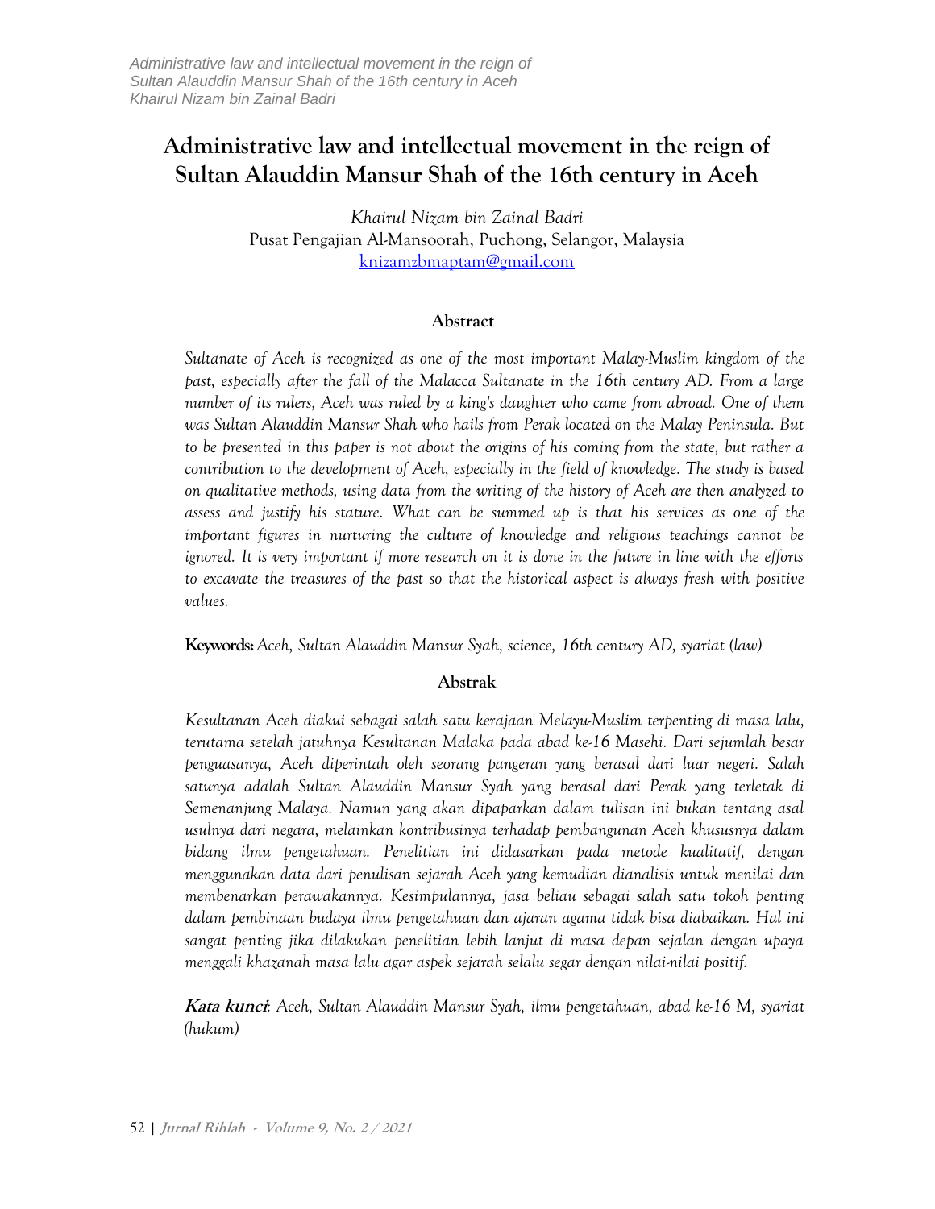# Administrative law and intellectual movement in the reign of Sultan Alauddin Mansur Shah of the 16th century in Aceh

*Khairul Nizam bin Zainal Badri*
Pusat Pengajian Al-Mansoorah, Puchong, Selangor, Malaysia
knizamzbmaptam@gmail.com

## Abstract

*Sultanate of Aceh is recognized as one of the most important Malay-Muslim kingdom of the past, especially after the fall of the Malacca Sultanate in the 16th century AD. From a large number of its rulers, Aceh was ruled by a king's daughter who came from abroad. One of them was Sultan Alauddin Mansur Shah who hails from Perak located on the Malay Peninsula. But to be presented in this paper is not about the origins of his coming from the state, but rather a contribution to the development of Aceh, especially in the field of knowledge. The study is based on qualitative methods, using data from the writing of the history of Aceh are then analyzed to assess and justify his stature. What can be summed up is that his services as one of the important figures in nurturing the culture of knowledge and religious teachings cannot be ignored. It is very important if more research on it is done in the future in line with the efforts to excavate the treasures of the past so that the historical aspect is always fresh with positive values.*

**Keywords:** *Aceh, Sultan Alauddin Mansur Syah, science, 16th century AD, syariat (law)*

## Abstrak

*Kesultanan Aceh diakui sebagai salah satu kerajaan Melayu-Muslim terpenting di masa lalu, terutama setelah jatuhnya Kesultanan Malaka pada abad ke-16 Masehi. Dari sejumlah besar penguasanya, Aceh diperintah oleh seorang pangeran yang berasal dari luar negeri. Salah satunya adalah Sultan Alauddin Mansur Syah yang berasal dari Perak yang terletak di Semenanjung Malaya. Namun yang akan dipaparkan dalam tulisan ini bukan tentang asal usulnya dari negara, melainkan kontribusinya terhadap pembangunan Aceh khususnya dalam bidang ilmu pengetahuan. Penelitian ini didasarkan pada metode kualitatif, dengan menggunakan data dari penulisan sejarah Aceh yang kemudian dianalisis untuk menilai dan membenarkan perawakannya. Kesimpulannya, jasa beliau sebagai salah satu tokoh penting dalam pembinaan budaya ilmu pengetahuan dan ajaran agama tidak bisa diabaikan. Hal ini sangat penting jika dilakukan penelitian lebih lanjut di masa depan sejalan dengan upaya menggali khazanah masa lalu agar aspek sejarah selalu segar dengan nilai-nilai positif.*

**Kata kunci**: *Aceh, Sultan Alauddin Mansur Syah, ilmu pengetahuan, abad ke-16 M, syariat (hukum)*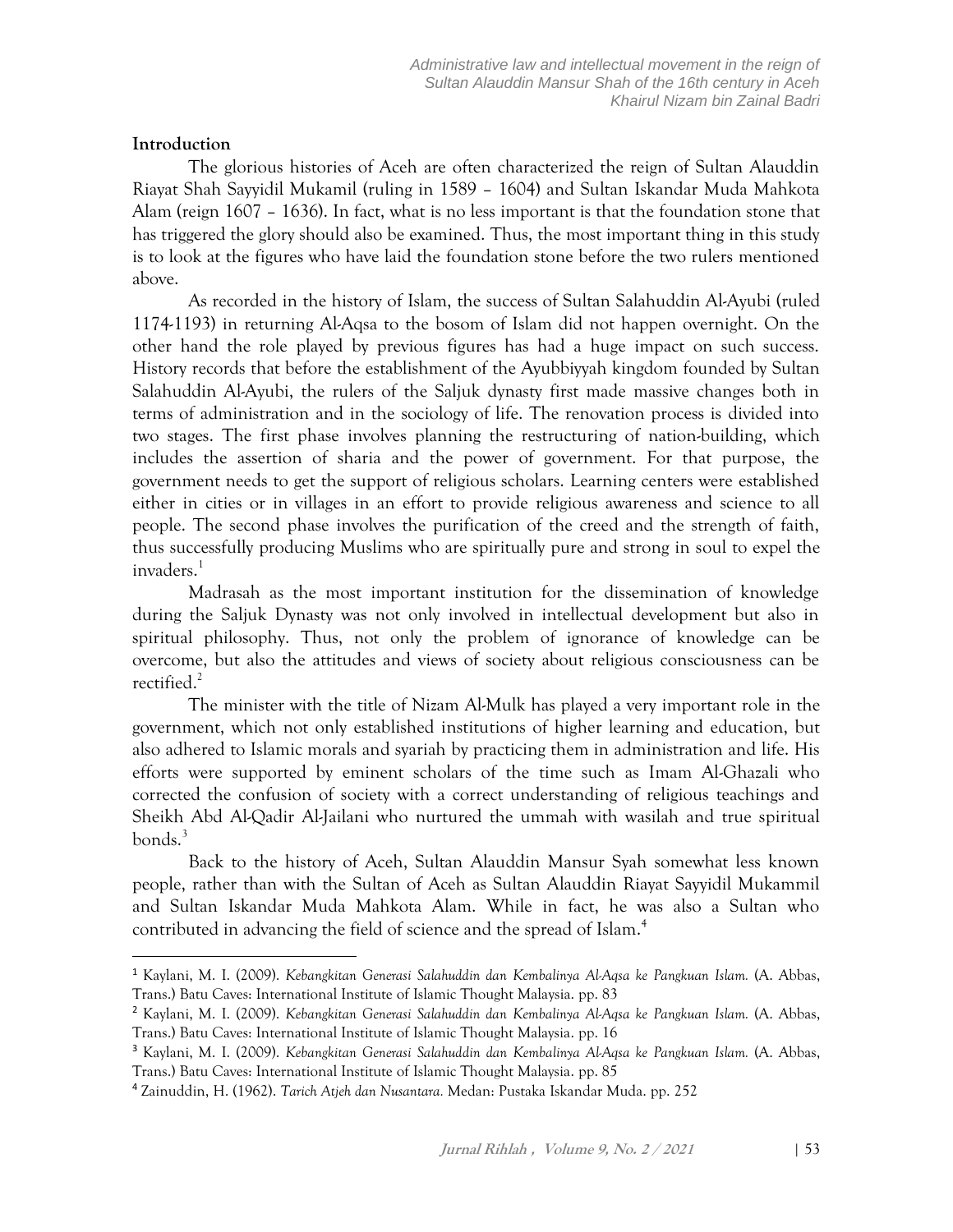## Introduction

The glorious histories of Aceh are often characterized the reign of Sultan Alauddin Riayat Shah Sayyidil Mukamil (ruling in 1589 – 1604) and Sultan Iskandar Muda Mahkota Alam (reign 1607 – 1636). In fact, what is no less important is that the foundation stone that has triggered the glory should also be examined. Thus, the most important thing in this study is to look at the figures who have laid the foundation stone before the two rulers mentioned above.

As recorded in the history of Islam, the success of Sultan Salahuddin Al-Ayubi (ruled 1174-1193) in returning Al-Aqsa to the bosom of Islam did not happen overnight. On the other hand the role played by previous figures has had a huge impact on such success. History records that before the establishment of the Ayubbiyyah kingdom founded by Sultan Salahuddin Al-Ayubi, the rulers of the Saljuk dynasty first made massive changes both in terms of administration and in the sociology of life. The renovation process is divided into two stages. The first phase involves planning the restructuring of nation-building, which includes the assertion of sharia and the power of government. For that purpose, the government needs to get the support of religious scholars. Learning centers were established either in cities or in villages in an effort to provide religious awareness and science to all people. The second phase involves the purification of the creed and the strength of faith, thus successfully producing Muslims who are spiritually pure and strong in soul to expel the invaders.[1]

Madrasah as the most important institution for the dissemination of knowledge during the Saljuk Dynasty was not only involved in intellectual development but also in spiritual philosophy. Thus, not only the problem of ignorance of knowledge can be overcome, but also the attitudes and views of society about religious consciousness can be rectified.[2]

The minister with the title of Nizam Al-Mulk has played a very important role in the government, which not only established institutions of higher learning and education, but also adhered to Islamic morals and syariah by practicing them in administration and life. His efforts were supported by eminent scholars of the time such as Imam Al-Ghazali who corrected the confusion of society with a correct understanding of religious teachings and Sheikh Abd Al-Qadir Al-Jailani who nurtured the ummah with wasilah and true spiritual bonds.[3]

Back to the history of Aceh, Sultan Alauddin Mansur Syah somewhat less known people, rather than with the Sultan of Aceh as Sultan Alauddin Riayat Sayyidil Mukammil and Sultan Iskandar Muda Mahkota Alam. While in fact, he was also a Sultan who contributed in advancing the field of science and the spread of Islam.[4]

---

[1] Kaylani, M. I. (2009). *Kebangkitan Generasi Salahuddin dan Kembalinya Al-Aqsa ke Pangkuan Islam.* (A. Abbas, Trans.) Batu Caves: International Institute of Islamic Thought Malaysia. pp. 83

[2] Kaylani, M. I. (2009). *Kebangkitan Generasi Salahuddin dan Kembalinya Al-Aqsa ke Pangkuan Islam.* (A. Abbas, Trans.) Batu Caves: International Institute of Islamic Thought Malaysia. pp. 16

[3] Kaylani, M. I. (2009). *Kebangkitan Generasi Salahuddin dan Kembalinya Al-Aqsa ke Pangkuan Islam.* (A. Abbas, Trans.) Batu Caves: International Institute of Islamic Thought Malaysia. pp. 85

[4] Zainuddin, H. (1962). *Tarich Atjeh dan Nusantara.* Medan: Pustaka Iskandar Muda. pp. 252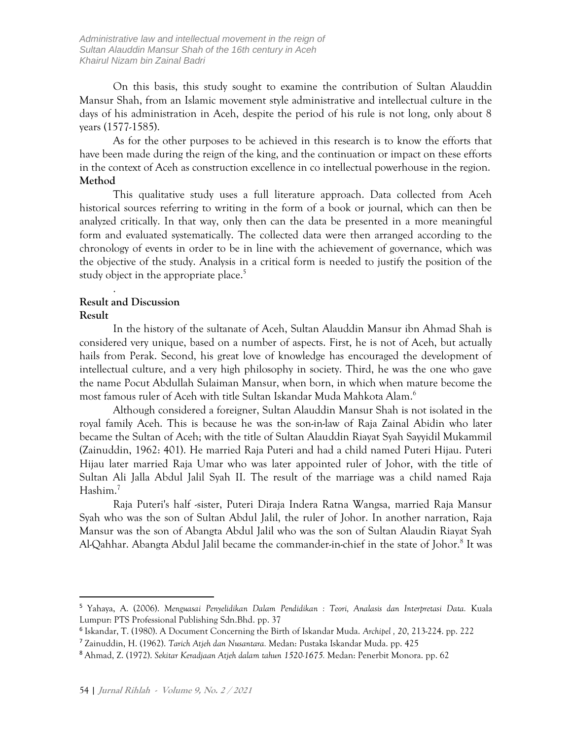On this basis, this study sought to examine the contribution of Sultan Alauddin Mansur Shah, from an Islamic movement style administrative and intellectual culture in the days of his administration in Aceh, despite the period of his rule is not long, only about 8 years (1577-1585).

As for the other purposes to be achieved in this research is to know the efforts that have been made during the reign of the king, and the continuation or impact on these efforts in the context of Aceh as construction excellence in co intellectual powerhouse in the region.

**Method**

This qualitative study uses a full literature approach. Data collected from Aceh historical sources referring to writing in the form of a book or journal, which can then be analyzed critically. In that way, only then can the data be presented in a more meaningful form and evaluated systematically. The collected data were then arranged according to the chronology of events in order to be in line with the achievement of governance, which was the objective of the study. Analysis in a critical form is needed to justify the position of the study object in the appropriate place.[5]

.

**Result and Discussion**

**Result**

In the history of the sultanate of Aceh, Sultan Alauddin Mansur ibn Ahmad Shah is considered very unique, based on a number of aspects. First, he is not of Aceh, but actually hails from Perak. Second, his great love of knowledge has encouraged the development of intellectual culture, and a very high philosophy in society. Third, he was the one who gave the name Pocut Abdullah Sulaiman Mansur, when born, in which when mature become the most famous ruler of Aceh with title Sultan Iskandar Muda Mahkota Alam.[6]

Although considered a foreigner, Sultan Alauddin Mansur Shah is not isolated in the royal family Aceh. This is because he was the son-in-law of Raja Zainal Abidin who later became the Sultan of Aceh; with the title of Sultan Alauddin Riayat Syah Sayyidil Mukammil (Zainuddin, 1962: 401). He married Raja Puteri and had a child named Puteri Hijau. Puteri Hijau later married Raja Umar who was later appointed ruler of Johor, with the title of Sultan Ali Jalla Abdul Jalil Syah II. The result of the marriage was a child named Raja Hashim.[7]

Raja Puteri's half -sister, Puteri Diraja Indera Ratna Wangsa, married Raja Mansur Syah who was the son of Sultan Abdul Jalil, the ruler of Johor. In another narration, Raja Mansur was the son of Abangta Abdul Jalil who was the son of Sultan Alaudin Riayat Syah Al-Qahhar. Abangta Abdul Jalil became the commander-in-chief in the state of Johor.[8] It was

---

[5] Yahaya, A. (2006). *Menguasai Penyelidikan Dalam Pendidikan : Teori, Analasis dan Interpretasi Data.* Kuala Lumpur: PTS Professional Publishing Sdn.Bhd. pp. 37

[6] Iskandar, T. (1980). A Document Concerning the Birth of Iskandar Muda. *Archipel ,* 20, 213-224. pp. 222

[7] Zainuddin, H. (1962). *Tarich Atjeh dan Nusantara.* Medan: Pustaka Iskandar Muda. pp. 425

[8] Ahmad, Z. (1972). *Sekitar Keradjaan Atjeh dalam tahun 1520-1675.* Medan: Penerbit Monora. pp. 62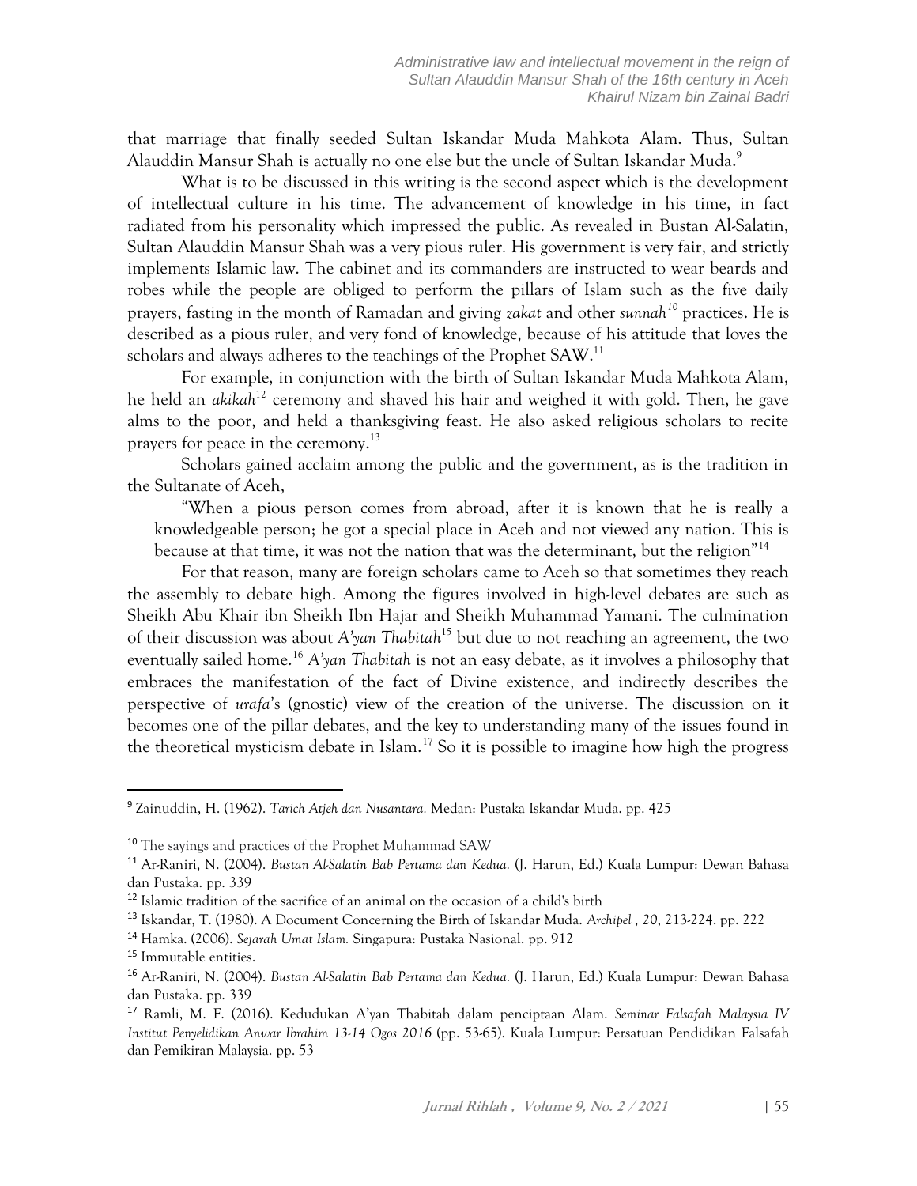that marriage that finally seeded Sultan Iskandar Muda Mahkota Alam. Thus, Sultan Alauddin Mansur Shah is actually no one else but the uncle of Sultan Iskandar Muda.[9]

What is to be discussed in this writing is the second aspect which is the development of intellectual culture in his time. The advancement of knowledge in his time, in fact radiated from his personality which impressed the public. As revealed in Bustan Al-Salatin, Sultan Alauddin Mansur Shah was a very pious ruler. His government is very fair, and strictly implements Islamic law. The cabinet and its commanders are instructed to wear beards and robes while the people are obliged to perform the pillars of Islam such as the five daily prayers, fasting in the month of Ramadan and giving *zakat* and other *sunnah*[10] practices. He is described as a pious ruler, and very fond of knowledge, because of his attitude that loves the scholars and always adheres to the teachings of the Prophet SAW.[11]

For example, in conjunction with the birth of Sultan Iskandar Muda Mahkota Alam, he held an *akikah*[12] ceremony and shaved his hair and weighed it with gold. Then, he gave alms to the poor, and held a thanksgiving feast. He also asked religious scholars to recite prayers for peace in the ceremony.[13]

Scholars gained acclaim among the public and the government, as is the tradition in the Sultanate of Aceh,

> "When a pious person comes from abroad, after it is known that he is really a knowledgeable person; he got a special place in Aceh and not viewed any nation. This is because at that time, it was not the nation that was the determinant, but the religion"[14]

For that reason, many are foreign scholars came to Aceh so that sometimes they reach the assembly to debate high. Among the figures involved in high-level debates are such as Sheikh Abu Khair ibn Sheikh Ibn Hajar and Sheikh Muhammad Yamani. The culmination of their discussion was about *A'yan Thabitah*[15] but due to not reaching an agreement, the two eventually sailed home.[16] *A'yan Thabitah* is not an easy debate, as it involves a philosophy that embraces the manifestation of the fact of Divine existence, and indirectly describes the perspective of *urafa*'s (gnostic) view of the creation of the universe. The discussion on it becomes one of the pillar debates, and the key to understanding many of the issues found in the theoretical mysticism debate in Islam.[17] So it is possible to imagine how high the progress

---

[9] Zainuddin, H. (1962). *Tarich Atjeh dan Nusantara.* Medan: Pustaka Iskandar Muda. pp. 425

[10] The sayings and practices of the Prophet Muhammad SAW

[11] Ar-Raniri, N. (2004). *Bustan Al-Salatin Bab Pertama dan Kedua.* (J. Harun, Ed.) Kuala Lumpur: Dewan Bahasa dan Pustaka. pp. 339

[12] Islamic tradition of the sacrifice of an animal on the occasion of a child's birth

[13] Iskandar, T. (1980). A Document Concerning the Birth of Iskandar Muda. *Archipel , 20*, 213-224. pp. 222

[14] Hamka. (2006). *Sejarah Umat Islam.* Singapura: Pustaka Nasional. pp. 912

[15] Immutable entities.

[16] Ar-Raniri, N. (2004). *Bustan Al-Salatin Bab Pertama dan Kedua.* (J. Harun, Ed.) Kuala Lumpur: Dewan Bahasa dan Pustaka. pp. 339

[17] Ramli, M. F. (2016). Kedudukan A'yan Thabitah dalam penciptaan Alam. *Seminar Falsafah Malaysia IV Institut Penyelidikan Anwar Ibrahim 13-14 Ogos 2016* (pp. 53-65). Kuala Lumpur: Persatuan Pendidikan Falsafah dan Pemikiran Malaysia. pp. 53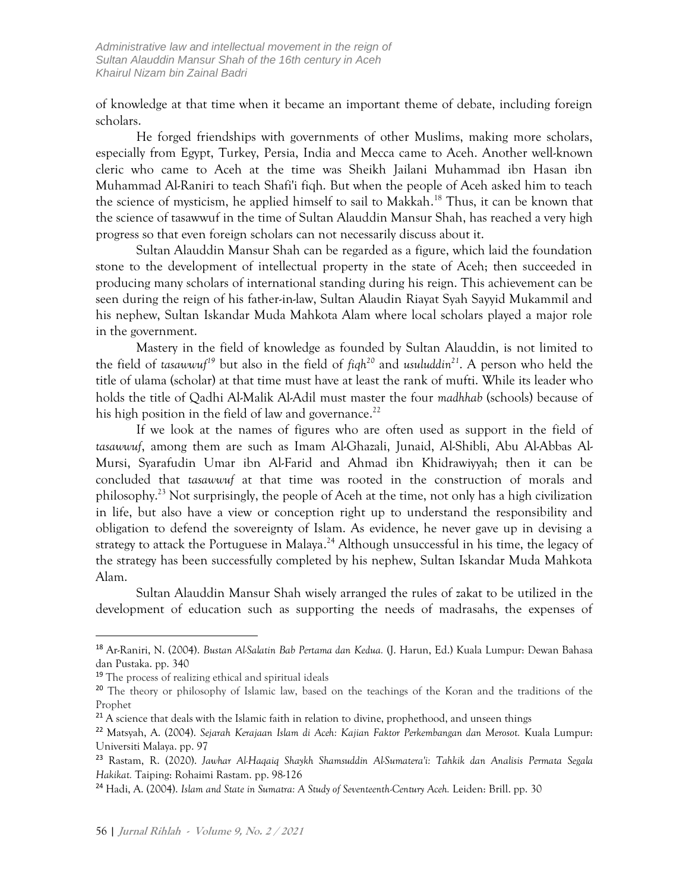of knowledge at that time when it became an important theme of debate, including foreign scholars.

He forged friendships with governments of other Muslims, making more scholars, especially from Egypt, Turkey, Persia, India and Mecca came to Aceh. Another well-known cleric who came to Aceh at the time was Sheikh Jailani Muhammad ibn Hasan ibn Muhammad Al-Raniri to teach Shafi'i fiqh. But when the people of Aceh asked him to teach the science of mysticism, he applied himself to sail to Makkah.[18] Thus, it can be known that the science of tasawwuf in the time of Sultan Alauddin Mansur Shah, has reached a very high progress so that even foreign scholars can not necessarily discuss about it.

Sultan Alauddin Mansur Shah can be regarded as a figure, which laid the foundation stone to the development of intellectual property in the state of Aceh; then succeeded in producing many scholars of international standing during his reign. This achievement can be seen during the reign of his father-in-law, Sultan Alaudin Riayat Syah Sayyid Mukammil and his nephew, Sultan Iskandar Muda Mahkota Alam where local scholars played a major role in the government.

Mastery in the field of knowledge as founded by Sultan Alauddin, is not limited to the field of *tasawwuf*[19] but also in the field of *fiqh*[20] and *usuluddin*[21]. A person who held the title of ulama (scholar) at that time must have at least the rank of mufti. While its leader who holds the title of Qadhi Al-Malik Al-Adil must master the four *madhhab* (schools) because of his high position in the field of law and governance.[22]

If we look at the names of figures who are often used as support in the field of *tasawwuf*, among them are such as Imam Al-Ghazali, Junaid, Al-Shibli, Abu Al-Abbas Al-Mursi, Syarafudin Umar ibn Al-Farid and Ahmad ibn Khidrawiyyah; then it can be concluded that *tasawwuf* at that time was rooted in the construction of morals and philosophy.[23] Not surprisingly, the people of Aceh at the time, not only has a high civilization in life, but also have a view or conception right up to understand the responsibility and obligation to defend the sovereignty of Islam. As evidence, he never gave up in devising a strategy to attack the Portuguese in Malaya.[24] Although unsuccessful in his time, the legacy of the strategy has been successfully completed by his nephew, Sultan Iskandar Muda Mahkota Alam.

Sultan Alauddin Mansur Shah wisely arranged the rules of zakat to be utilized in the development of education such as supporting the needs of madrasahs, the expenses of

---

[18] Ar-Raniri, N. (2004). *Bustan Al-Salatin Bab Pertama dan Kedua.* (J. Harun, Ed.) Kuala Lumpur: Dewan Bahasa dan Pustaka. pp. 340

[19] The process of realizing ethical and spiritual ideals

[20] The theory or philosophy of Islamic law, based on the teachings of the Koran and the traditions of the Prophet

[21] A science that deals with the Islamic faith in relation to divine, prophethood, and unseen things

[22] Matsyah, A. (2004). *Sejarah Kerajaan Islam di Aceh: Kajian Faktor Perkembangan dan Merosot.* Kuala Lumpur: Universiti Malaya. pp. 97

[23] Rastam, R. (2020). *Jawhar Al-Haqaiq Shaykh Shamsuddin Al-Sumatera'i: Tahkik dan Analisis Permata Segala Hakikat.* Taiping: Rohaimi Rastam. pp. 98-126

[24] Hadi, A. (2004). *Islam and State in Sumatra: A Study of Seventeenth-Century Aceh.* Leiden: Brill. pp. 30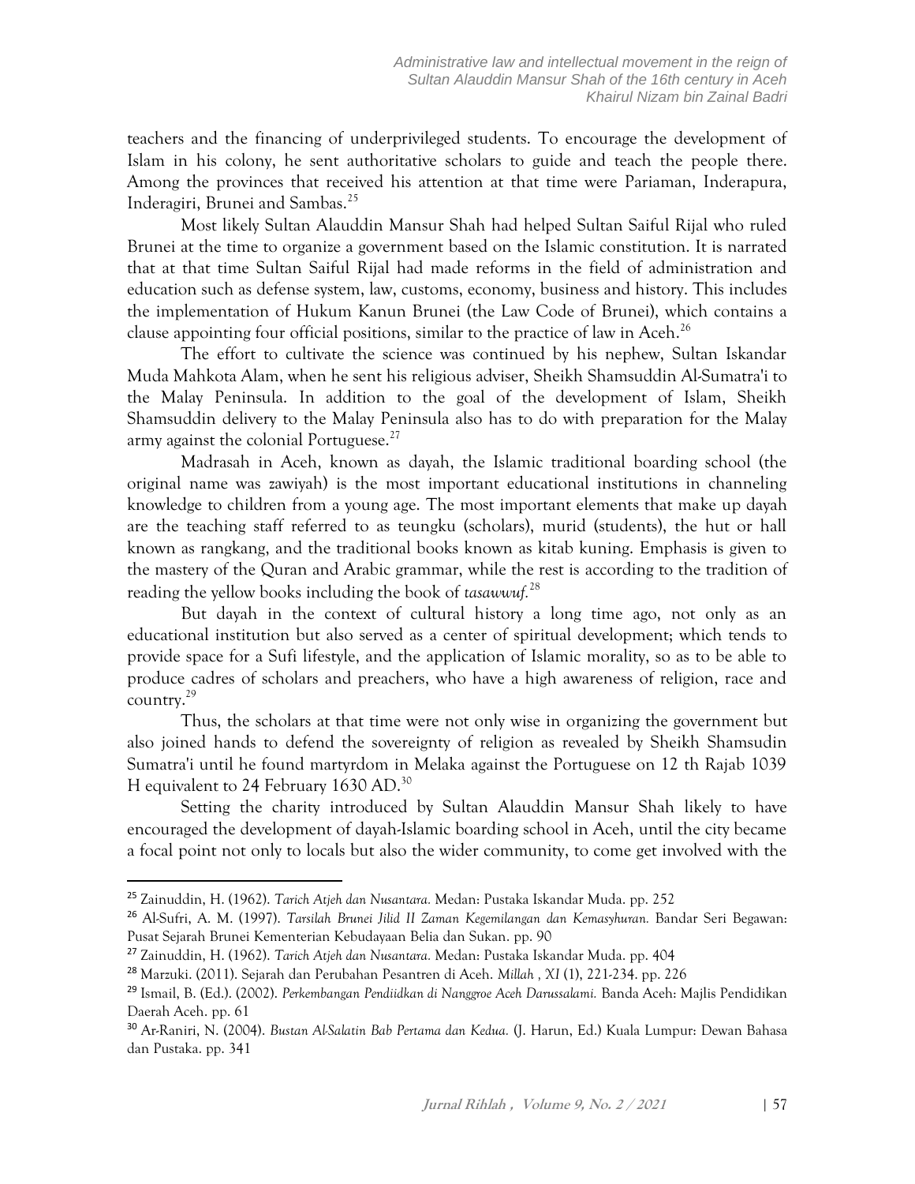teachers and the financing of underprivileged students. To encourage the development of Islam in his colony, he sent authoritative scholars to guide and teach the people there. Among the provinces that received his attention at that time were Pariaman, Inderapura, Inderagiri, Brunei and Sambas.[25]

Most likely Sultan Alauddin Mansur Shah had helped Sultan Saiful Rijal who ruled Brunei at the time to organize a government based on the Islamic constitution. It is narrated that at that time Sultan Saiful Rijal had made reforms in the field of administration and education such as defense system, law, customs, economy, business and history. This includes the implementation of Hukum Kanun Brunei (the Law Code of Brunei), which contains a clause appointing four official positions, similar to the practice of law in Aceh.[26]

The effort to cultivate the science was continued by his nephew, Sultan Iskandar Muda Mahkota Alam, when he sent his religious adviser, Sheikh Shamsuddin Al-Sumatra'i to the Malay Peninsula. In addition to the goal of the development of Islam, Sheikh Shamsuddin delivery to the Malay Peninsula also has to do with preparation for the Malay army against the colonial Portuguese.[27]

Madrasah in Aceh, known as dayah, the Islamic traditional boarding school (the original name was zawiyah) is the most important educational institutions in channeling knowledge to children from a young age. The most important elements that make up dayah are the teaching staff referred to as teungku (scholars), murid (students), the hut or hall known as rangkang, and the traditional books known as kitab kuning. Emphasis is given to the mastery of the Quran and Arabic grammar, while the rest is according to the tradition of reading the yellow books including the book of *tasawwuf*.[28]

But dayah in the context of cultural history a long time ago, not only as an educational institution but also served as a center of spiritual development; which tends to provide space for a Sufi lifestyle, and the application of Islamic morality, so as to be able to produce cadres of scholars and preachers, who have a high awareness of religion, race and country.[29]

Thus, the scholars at that time were not only wise in organizing the government but also joined hands to defend the sovereignty of religion as revealed by Sheikh Shamsudin Sumatra'i until he found martyrdom in Melaka against the Portuguese on 12 th Rajab 1039 H equivalent to 24 February 1630 AD.[30]

Setting the charity introduced by Sultan Alauddin Mansur Shah likely to have encouraged the development of dayah-Islamic boarding school in Aceh, until the city became a focal point not only to locals but also the wider community, to come get involved with the

---

[25] Zainuddin, H. (1962). *Tarich Atjeh dan Nusantara.* Medan: Pustaka Iskandar Muda. pp. 252

[26] Al-Sufri, A. M. (1997). *Tarsilah Brunei Jilid II Zaman Kegemilangan dan Kemasyhuran.* Bandar Seri Begawan: Pusat Sejarah Brunei Kementerian Kebudayaan Belia dan Sukan. pp. 90

[27] Zainuddin, H. (1962). *Tarich Atjeh dan Nusantara.* Medan: Pustaka Iskandar Muda. pp. 404

[28] Marzuki. (2011). Sejarah dan Perubahan Pesantren di Aceh. *Millah , XI* (1), 221-234. pp. 226

[29] Ismail, B. (Ed.). (2002). *Perkembangan Pendiidkan di Nanggroe Aceh Darussalami.* Banda Aceh: Majlis Pendidikan Daerah Aceh. pp. 61

[30] Ar-Raniri, N. (2004). *Bustan Al-Salatin Bab Pertama dan Kedua.* (J. Harun, Ed.) Kuala Lumpur: Dewan Bahasa dan Pustaka. pp. 341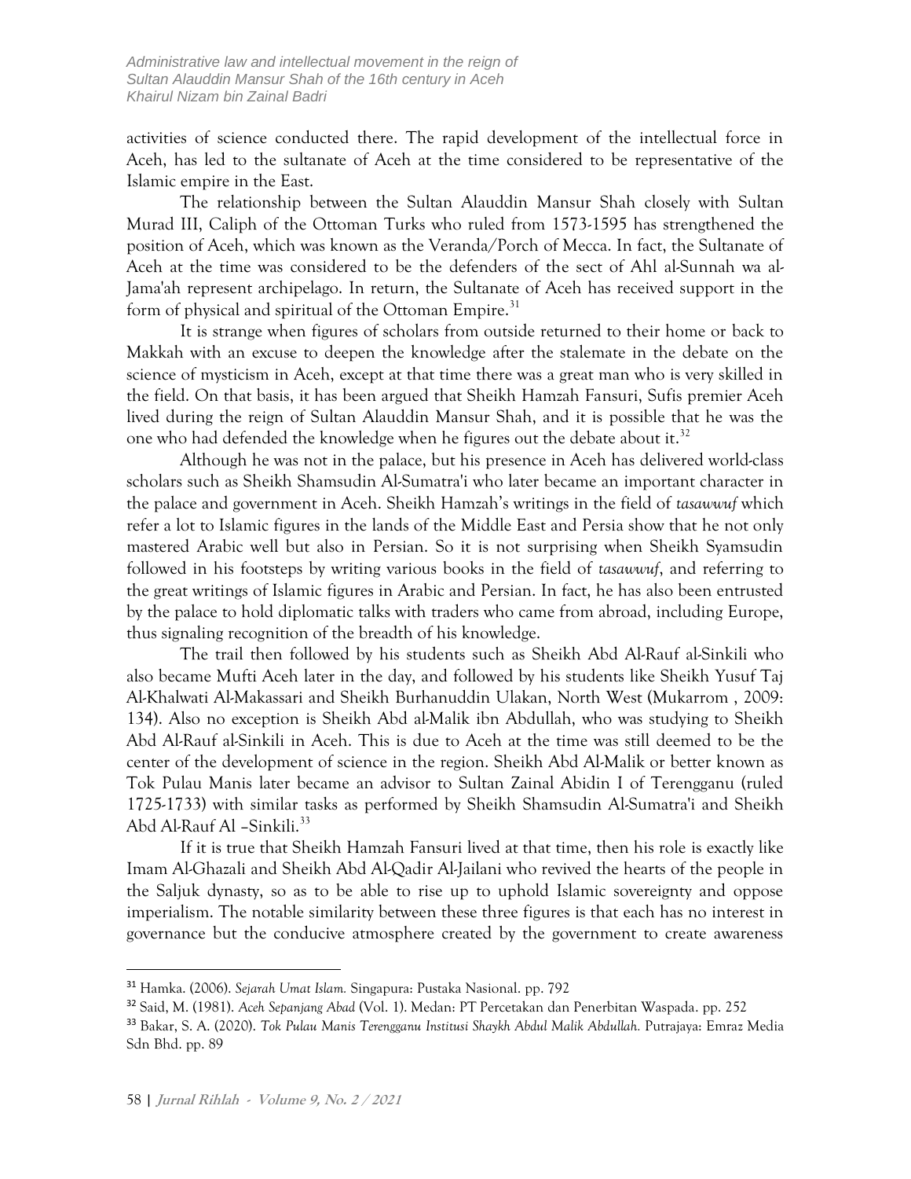activities of science conducted there. The rapid development of the intellectual force in Aceh, has led to the sultanate of Aceh at the time considered to be representative of the Islamic empire in the East.

The relationship between the Sultan Alauddin Mansur Shah closely with Sultan Murad III, Caliph of the Ottoman Turks who ruled from 1573-1595 has strengthened the position of Aceh, which was known as the Veranda/Porch of Mecca. In fact, the Sultanate of Aceh at the time was considered to be the defenders of the sect of Ahl al-Sunnah wa al-Jama'ah represent archipelago. In return, the Sultanate of Aceh has received support in the form of physical and spiritual of the Ottoman Empire.[31]

It is strange when figures of scholars from outside returned to their home or back to Makkah with an excuse to deepen the knowledge after the stalemate in the debate on the science of mysticism in Aceh, except at that time there was a great man who is very skilled in the field. On that basis, it has been argued that Sheikh Hamzah Fansuri, Sufis premier Aceh lived during the reign of Sultan Alauddin Mansur Shah, and it is possible that he was the one who had defended the knowledge when he figures out the debate about it.[32]

Although he was not in the palace, but his presence in Aceh has delivered world-class scholars such as Sheikh Shamsudin Al-Sumatra'i who later became an important character in the palace and government in Aceh. Sheikh Hamzah's writings in the field of *tasawwuf* which refer a lot to Islamic figures in the lands of the Middle East and Persia show that he not only mastered Arabic well but also in Persian. So it is not surprising when Sheikh Syamsudin followed in his footsteps by writing various books in the field of *tasawwuf*, and referring to the great writings of Islamic figures in Arabic and Persian. In fact, he has also been entrusted by the palace to hold diplomatic talks with traders who came from abroad, including Europe, thus signaling recognition of the breadth of his knowledge.

The trail then followed by his students such as Sheikh Abd Al-Rauf al-Sinkili who also became Mufti Aceh later in the day, and followed by his students like Sheikh Yusuf Taj Al-Khalwati Al-Makassari and Sheikh Burhanuddin Ulakan, North West (Mukarrom , 2009: 134). Also no exception is Sheikh Abd al-Malik ibn Abdullah, who was studying to Sheikh Abd Al-Rauf al-Sinkili in Aceh. This is due to Aceh at the time was still deemed to be the center of the development of science in the region. Sheikh Abd Al-Malik or better known as Tok Pulau Manis later became an advisor to Sultan Zainal Abidin I of Terengganu (ruled 1725-1733) with similar tasks as performed by Sheikh Shamsudin Al-Sumatra'i and Sheikh Abd Al-Rauf Al –Sinkili.[33]

If it is true that Sheikh Hamzah Fansuri lived at that time, then his role is exactly like Imam Al-Ghazali and Sheikh Abd Al-Qadir Al-Jailani who revived the hearts of the people in the Saljuk dynasty, so as to be able to rise up to uphold Islamic sovereignty and oppose imperialism. The notable similarity between these three figures is that each has no interest in governance but the conducive atmosphere created by the government to create awareness

---

[31] Hamka. (2006). *Sejarah Umat Islam.* Singapura: Pustaka Nasional. pp. 792

[32] Said, M. (1981). *Aceh Sepanjang Abad* (Vol. 1). Medan: PT Percetakan dan Penerbitan Waspada. pp. 252

[33] Bakar, S. A. (2020). *Tok Pulau Manis Terengganu Institusi Shaykh Abdul Malik Abdullah.* Putrajaya: Emraz Media Sdn Bhd. pp. 89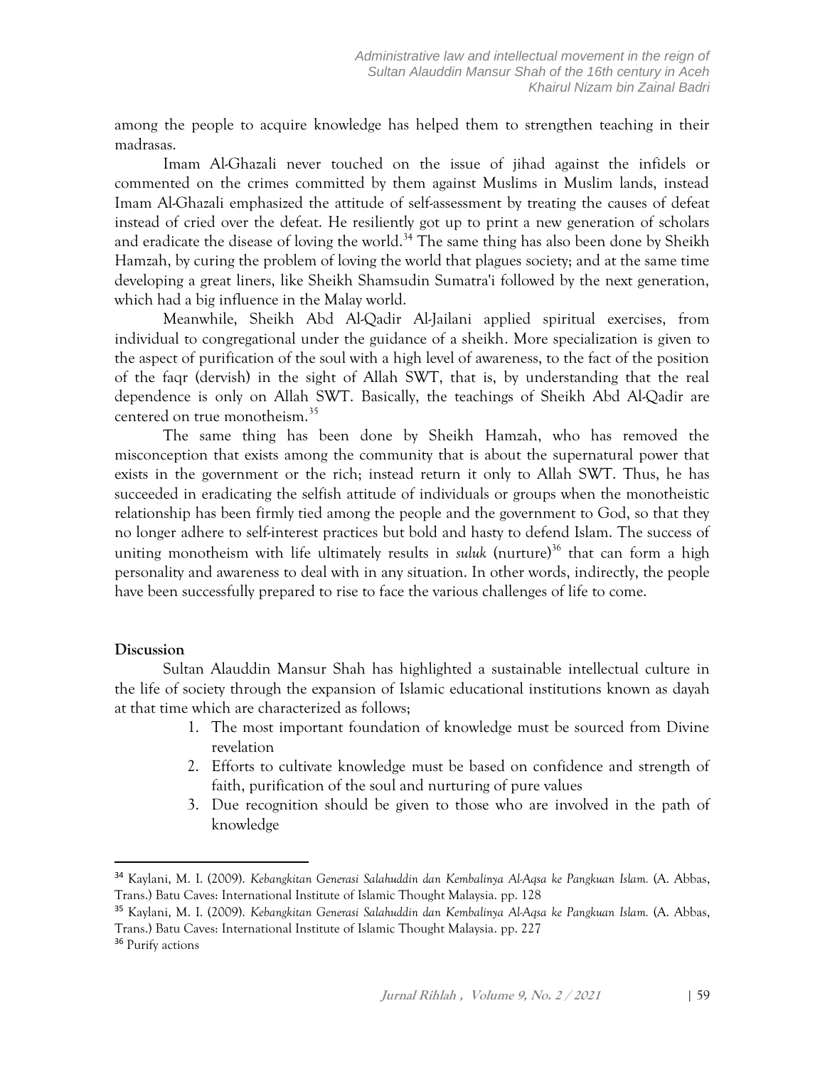among the people to acquire knowledge has helped them to strengthen teaching in their madrasas.

Imam Al-Ghazali never touched on the issue of jihad against the infidels or commented on the crimes committed by them against Muslims in Muslim lands, instead Imam Al-Ghazali emphasized the attitude of self-assessment by treating the causes of defeat instead of cried over the defeat. He resiliently got up to print a new generation of scholars and eradicate the disease of loving the world.[34] The same thing has also been done by Sheikh Hamzah, by curing the problem of loving the world that plagues society; and at the same time developing a great liners, like Sheikh Shamsudin Sumatra'i followed by the next generation, which had a big influence in the Malay world.

Meanwhile, Sheikh Abd Al-Qadir Al-Jailani applied spiritual exercises, from individual to congregational under the guidance of a sheikh. More specialization is given to the aspect of purification of the soul with a high level of awareness, to the fact of the position of the faqr (dervish) in the sight of Allah SWT, that is, by understanding that the real dependence is only on Allah SWT. Basically, the teachings of Sheikh Abd Al-Qadir are centered on true monotheism.[35]

The same thing has been done by Sheikh Hamzah, who has removed the misconception that exists among the community that is about the supernatural power that exists in the government or the rich; instead return it only to Allah SWT. Thus, he has succeeded in eradicating the selfish attitude of individuals or groups when the monotheistic relationship has been firmly tied among the people and the government to God, so that they no longer adhere to self-interest practices but bold and hasty to defend Islam. The success of uniting monotheism with life ultimately results in *suluk* (nurture)[36] that can form a high personality and awareness to deal with in any situation. In other words, indirectly, the people have been successfully prepared to rise to face the various challenges of life to come.

**Discussion**

Sultan Alauddin Mansur Shah has highlighted a sustainable intellectual culture in the life of society through the expansion of Islamic educational institutions known as dayah at that time which are characterized as follows;

1. The most important foundation of knowledge must be sourced from Divine revelation
2. Efforts to cultivate knowledge must be based on confidence and strength of faith, purification of the soul and nurturing of pure values
3. Due recognition should be given to those who are involved in the path of knowledge

---

[34] Kaylani, M. I. (2009). *Kebangkitan Generasi Salahuddin dan Kembalinya Al-Aqsa ke Pangkuan Islam.* (A. Abbas, Trans.) Batu Caves: International Institute of Islamic Thought Malaysia. pp. 128

[35] Kaylani, M. I. (2009). *Kebangkitan Generasi Salahuddin dan Kembalinya Al-Aqsa ke Pangkuan Islam.* (A. Abbas, Trans.) Batu Caves: International Institute of Islamic Thought Malaysia. pp. 227

[36] Purify actions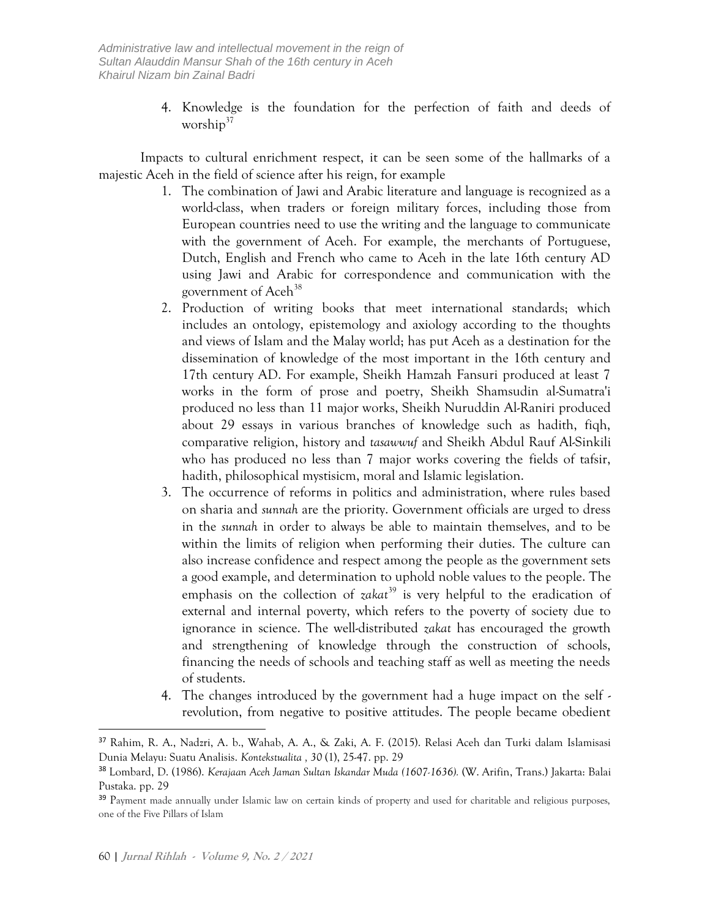4. Knowledge is the foundation for the perfection of faith and deeds of worship[37]

Impacts to cultural enrichment respect, it can be seen some of the hallmarks of a majestic Aceh in the field of science after his reign, for example

1. The combination of Jawi and Arabic literature and language is recognized as a world-class, when traders or foreign military forces, including those from European countries need to use the writing and the language to communicate with the government of Aceh. For example, the merchants of Portuguese, Dutch, English and French who came to Aceh in the late 16th century AD using Jawi and Arabic for correspondence and communication with the government of Aceh[38]
2. Production of writing books that meet international standards; which includes an ontology, epistemology and axiology according to the thoughts and views of Islam and the Malay world; has put Aceh as a destination for the dissemination of knowledge of the most important in the 16th century and 17th century AD. For example, Sheikh Hamzah Fansuri produced at least 7 works in the form of prose and poetry, Sheikh Shamsudin al-Sumatra'i produced no less than 11 major works, Sheikh Nuruddin Al-Raniri produced about 29 essays in various branches of knowledge such as hadith, fiqh, comparative religion, history and *tasawwuf* and Sheikh Abdul Rauf Al-Sinkili who has produced no less than 7 major works covering the fields of tafsir, hadith, philosophical mystisicm, moral and Islamic legislation.
3. The occurrence of reforms in politics and administration, where rules based on sharia and *sunnah* are the priority. Government officials are urged to dress in the *sunnah* in order to always be able to maintain themselves, and to be within the limits of religion when performing their duties. The culture can also increase confidence and respect among the people as the government sets a good example, and determination to uphold noble values to the people. The emphasis on the collection of *zakat*[39] is very helpful to the eradication of external and internal poverty, which refers to the poverty of society due to ignorance in science. The well-distributed *zakat* has encouraged the growth and strengthening of knowledge through the construction of schools, financing the needs of schools and teaching staff as well as meeting the needs of students.
4. The changes introduced by the government had a huge impact on the self - revolution, from negative to positive attitudes. The people became obedient

---

[37] Rahim, R. A., Nadzri, A. b., Wahab, A. A., & Zaki, A. F. (2015). Relasi Aceh dan Turki dalam Islamisasi Dunia Melayu: Suatu Analisis. *Kontekstualita* , *30* (1), 25-47. pp. 29

[38] Lombard, D. (1986). *Kerajaan Aceh Jaman Sultan Iskandar Muda (1607-1636).* (W. Arifin, Trans.) Jakarta: Balai Pustaka. pp. 29

[39] Payment made annually under Islamic law on certain kinds of property and used for charitable and religious purposes, one of the Five Pillars of Islam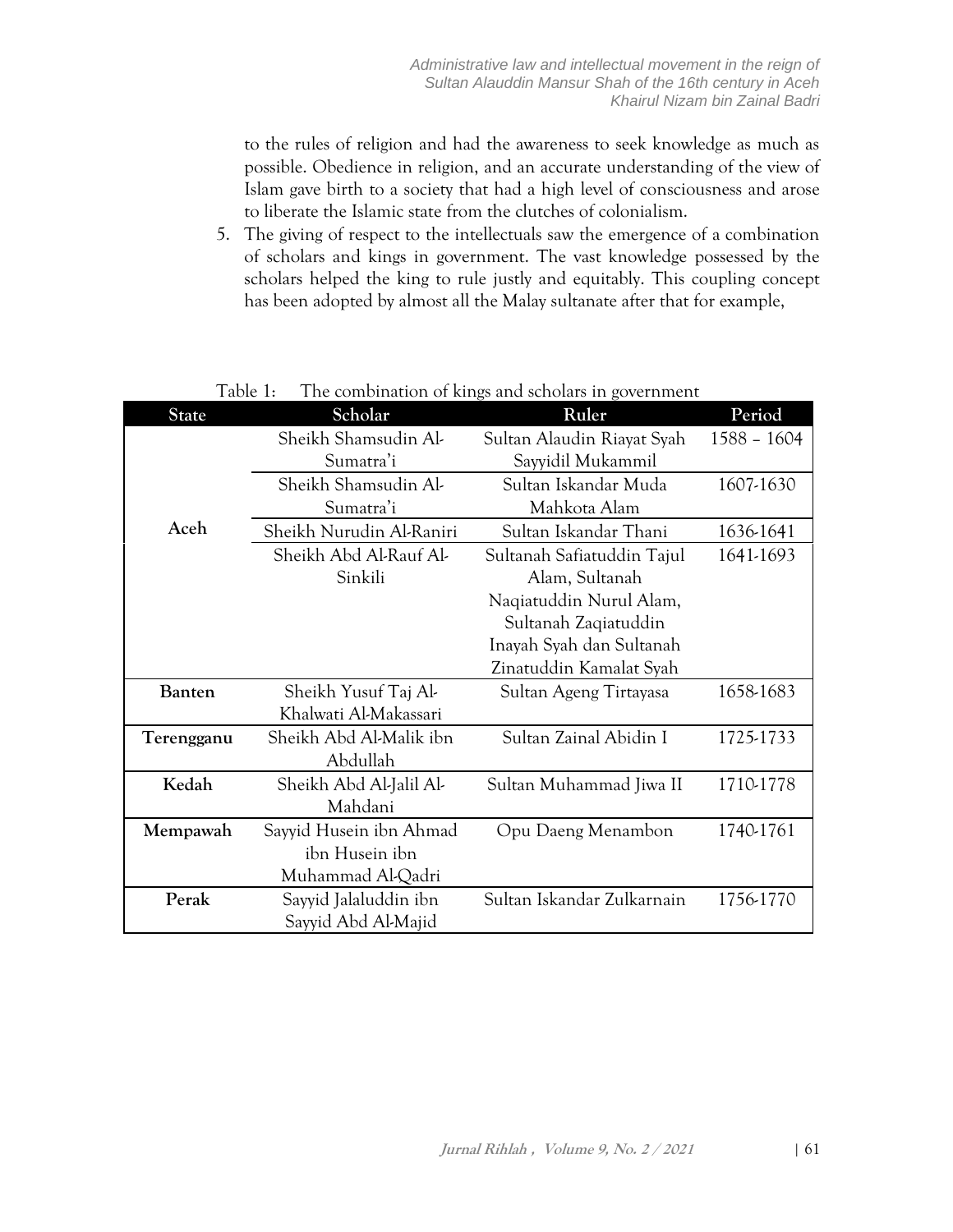to the rules of religion and had the awareness to seek knowledge as much as possible. Obedience in religion, and an accurate understanding of the view of Islam gave birth to a society that had a high level of consciousness and arose to liberate the Islamic state from the clutches of colonialism.

5. The giving of respect to the intellectuals saw the emergence of a combination of scholars and kings in government. The vast knowledge possessed by the scholars helped the king to rule justly and equitably. This coupling concept has been adopted by almost all the Malay sultanate after that for example,

Table 1: The combination of kings and scholars in government

| State | Scholar | Ruler | Period |
|---|---|---|---|
| **Aceh** | Sheikh Shamsudin Al-Sumatra'i | Sultan Alaudin Riayat Syah Sayyidil Mukammil | 1588 – 1604 |
| | Sheikh Shamsudin Al-Sumatra'i | Sultan Iskandar Muda Mahkota Alam | 1607-1630 |
| | Sheikh Nurudin Al-Raniri | Sultan Iskandar Thani | 1636-1641 |
| | Sheikh Abd Al-Rauf Al-Sinkili | Sultanah Safiatuddin Tajul Alam, Sultanah Naqiatuddin Nurul Alam, Sultanah Zaqiatuddin Inayah Syah dan Sultanah Zinatuddin Kamalat Syah | 1641-1693 |
| **Banten** | Sheikh Yusuf Taj Al-Khalwati Al-Makassari | Sultan Ageng Tirtayasa | 1658-1683 |
| **Terengganu** | Sheikh Abd Al-Malik ibn Abdullah | Sultan Zainal Abidin I | 1725-1733 |
| **Kedah** | Sheikh Abd Al-Jalil Al-Mahdani | Sultan Muhammad Jiwa II | 1710-1778 |
| **Mempawah** | Sayyid Husein ibn Ahmad ibn Husein ibn Muhammad Al-Qadri | Opu Daeng Menambon | 1740-1761 |
| **Perak** | Sayyid Jalaluddin ibn Sayyid Abd Al-Majid | Sultan Iskandar Zulkarnain | 1756-1770 |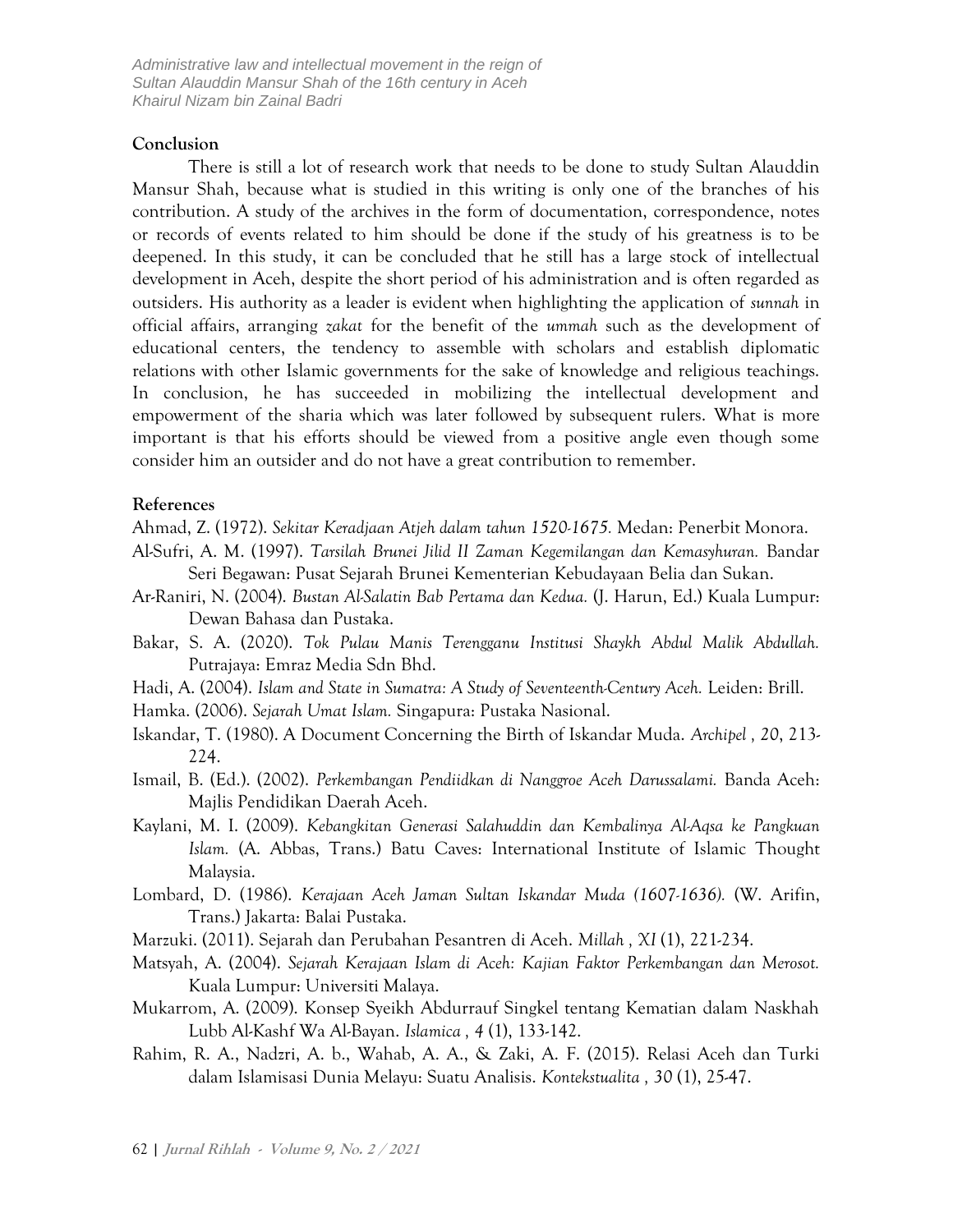## Conclusion

There is still a lot of research work that needs to be done to study Sultan Alauddin Mansur Shah, because what is studied in this writing is only one of the branches of his contribution. A study of the archives in the form of documentation, correspondence, notes or records of events related to him should be done if the study of his greatness is to be deepened. In this study, it can be concluded that he still has a large stock of intellectual development in Aceh, despite the short period of his administration and is often regarded as outsiders. His authority as a leader is evident when highlighting the application of *sunnah* in official affairs, arranging *zakat* for the benefit of the *ummah* such as the development of educational centers, the tendency to assemble with scholars and establish diplomatic relations with other Islamic governments for the sake of knowledge and religious teachings. In conclusion, he has succeeded in mobilizing the intellectual development and empowerment of the sharia which was later followed by subsequent rulers. What is more important is that his efforts should be viewed from a positive angle even though some consider him an outsider and do not have a great contribution to remember.

## References

Ahmad, Z. (1972). *Sekitar Keradjaan Atjeh dalam tahun 1520-1675.* Medan: Penerbit Monora.

Al-Sufri, A. M. (1997). *Tarsilah Brunei Jilid II Zaman Kegemilangan dan Kemasyhuran.* Bandar Seri Begawan: Pusat Sejarah Brunei Kementerian Kebudayaan Belia dan Sukan.

Ar-Raniri, N. (2004). *Bustan Al-Salatin Bab Pertama dan Kedua.* (J. Harun, Ed.) Kuala Lumpur: Dewan Bahasa dan Pustaka.

Bakar, S. A. (2020). *Tok Pulau Manis Terengganu Institusi Shaykh Abdul Malik Abdullah.* Putrajaya: Emraz Media Sdn Bhd.

Hadi, A. (2004). *Islam and State in Sumatra: A Study of Seventeenth-Century Aceh.* Leiden: Brill.

Hamka. (2006). *Sejarah Umat Islam.* Singapura: Pustaka Nasional.

Iskandar, T. (1980). A Document Concerning the Birth of Iskandar Muda. *Archipel , 20*, 213-224.

Ismail, B. (Ed.). (2002). *Perkembangan Pendiidkan di Nanggroe Aceh Darussalami.* Banda Aceh: Majlis Pendidikan Daerah Aceh.

Kaylani, M. I. (2009). *Kebangkitan Generasi Salahuddin dan Kembalinya Al-Aqsa ke Pangkuan Islam.* (A. Abbas, Trans.) Batu Caves: International Institute of Islamic Thought Malaysia.

Lombard, D. (1986). *Kerajaan Aceh Jaman Sultan Iskandar Muda (1607-1636).* (W. Arifin, Trans.) Jakarta: Balai Pustaka.

Marzuki. (2011). Sejarah dan Perubahan Pesantren di Aceh. *Millah , XI* (1), 221-234.

Matsyah, A. (2004). *Sejarah Kerajaan Islam di Aceh: Kajian Faktor Perkembangan dan Merosot.* Kuala Lumpur: Universiti Malaya.

Mukarrom, A. (2009). Konsep Syeikh Abdurrauf Singkel tentang Kematian dalam Naskhah Lubb Al-Kashf Wa Al-Bayan. *Islamica , 4* (1), 133-142.

Rahim, R. A., Nadzri, A. b., Wahab, A. A., & Zaki, A. F. (2015). Relasi Aceh dan Turki dalam Islamisasi Dunia Melayu: Suatu Analisis. *Kontekstualita , 30* (1), 25-47.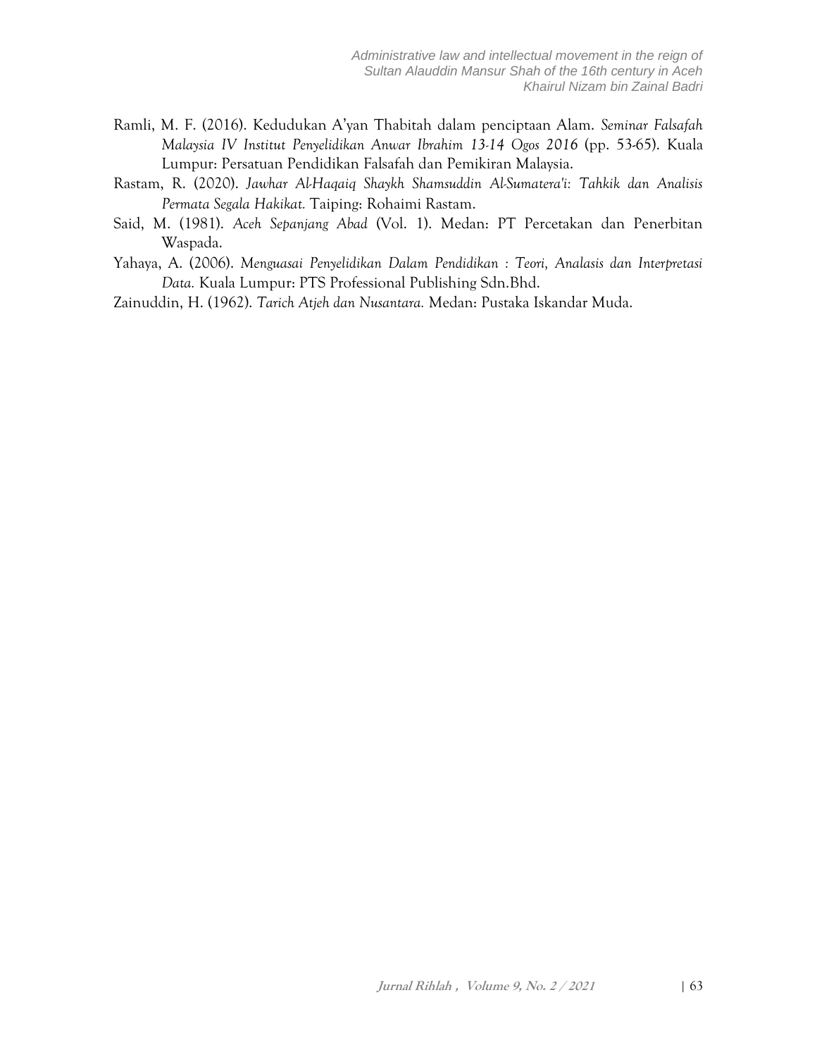Ramli, M. F. (2016). Kedudukan A'yan Thabitah dalam penciptaan Alam. *Seminar Falsafah Malaysia IV Institut Penyelidikan Anwar Ibrahim 13-14 Ogos 2016* (pp. 53-65). Kuala Lumpur: Persatuan Pendidikan Falsafah dan Pemikiran Malaysia.

Rastam, R. (2020). *Jawhar Al-Haqaiq Shaykh Shamsuddin Al-Sumatera'i: Tahkik dan Analisis Permata Segala Hakikat.* Taiping: Rohaimi Rastam.

Said, M. (1981). *Aceh Sepanjang Abad* (Vol. 1). Medan: PT Percetakan dan Penerbitan Waspada.

Yahaya, A. (2006). *Menguasai Penyelidikan Dalam Pendidikan : Teori, Analasis dan Interpretasi Data.* Kuala Lumpur: PTS Professional Publishing Sdn.Bhd.

Zainuddin, H. (1962). *Tarich Atjeh dan Nusantara.* Medan: Pustaka Iskandar Muda.